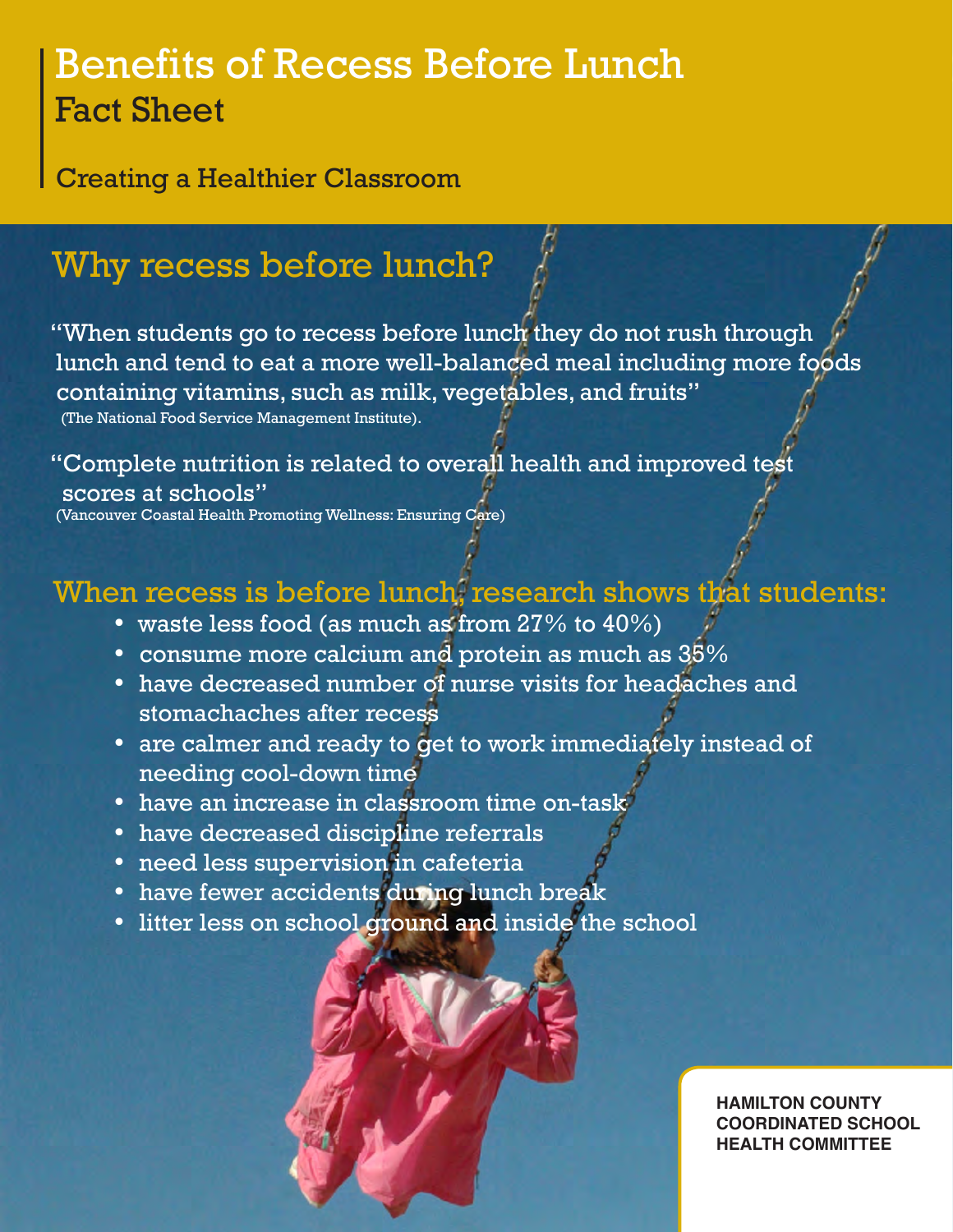# Benefits of Recess Before Lunch

## Fact Sheet

Creating a Healthier Classroom

## Why recess before lunch?

"When students go to recess before lunch they do not rush through lunch and tend to eat a more well-balanced meal including more foods containing vitamins, such as milk, vegetables, and fruits"
(The National Food Service Management Institute).

"Complete nutrition is related to overall health and improved test scores at schools"
(Vancouver Coastal Health Promoting Wellness: Ensuring Care)

## When recess is before lunch, research shows that students:

- waste less food (as much as from 27% to 40%)
- consume more calcium and protein as much as 35%
- have decreased number of nurse visits for headaches and stomachaches after recess
- are calmer and ready to get to work immediately instead of needing cool-down time
- have an increase in classroom time on-task
- have decreased discipline referrals
- need less supervision in cafeteria
- have fewer accidents during lunch break
- litter less on school ground and inside the school

**HAMILTON COUNTY COORDINATED SCHOOL HEALTH COMMITTEE**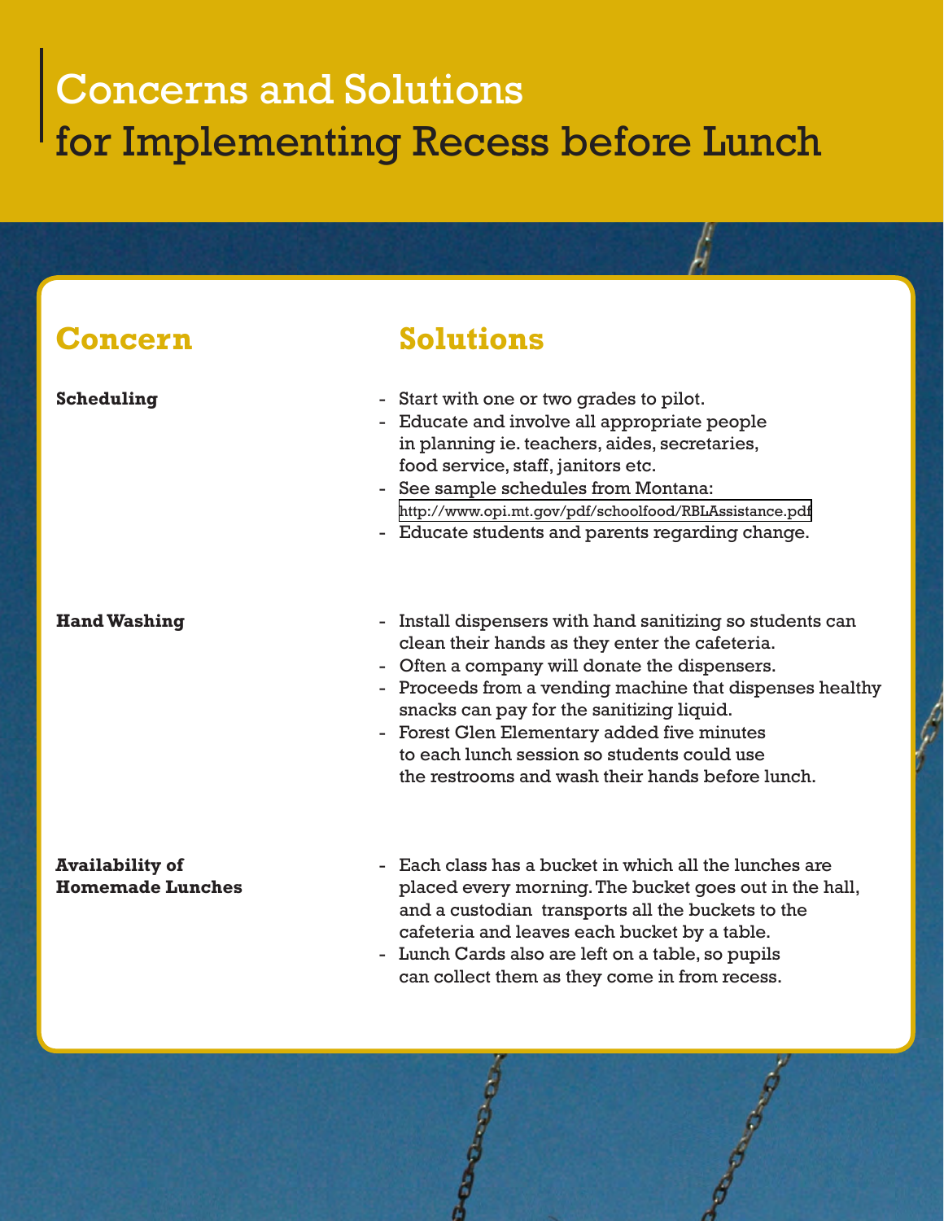# Concerns and Solutions for Implementing Recess before Lunch

| Concern | Solutions |
| --- | --- |
| **Scheduling** | - Start with one or two grades to pilot.<br>- Educate and involve all appropriate people in planning ie. teachers, aides, secretaries, food service, staff, janitors etc.<br>- See sample schedules from Montana: http://www.opi.mt.gov/pdf/schoolfood/RBLAssistance.pdf<br>- Educate students and parents regarding change. |
| **Hand Washing** | - Install dispensers with hand sanitizing so students can clean their hands as they enter the cafeteria.<br>- Often a company will donate the dispensers.<br>- Proceeds from a vending machine that dispenses healthy snacks can pay for the sanitizing liquid.<br>- Forest Glen Elementary added five minutes to each lunch session so students could use the restrooms and wash their hands before lunch. |
| **Availability of Homemade Lunches** | - Each class has a bucket in which all the lunches are placed every morning. The bucket goes out in the hall, and a custodian transports all the buckets to the cafeteria and leaves each bucket by a table.<br>- Lunch Cards also are left on a table, so pupils can collect them as they come in from recess. |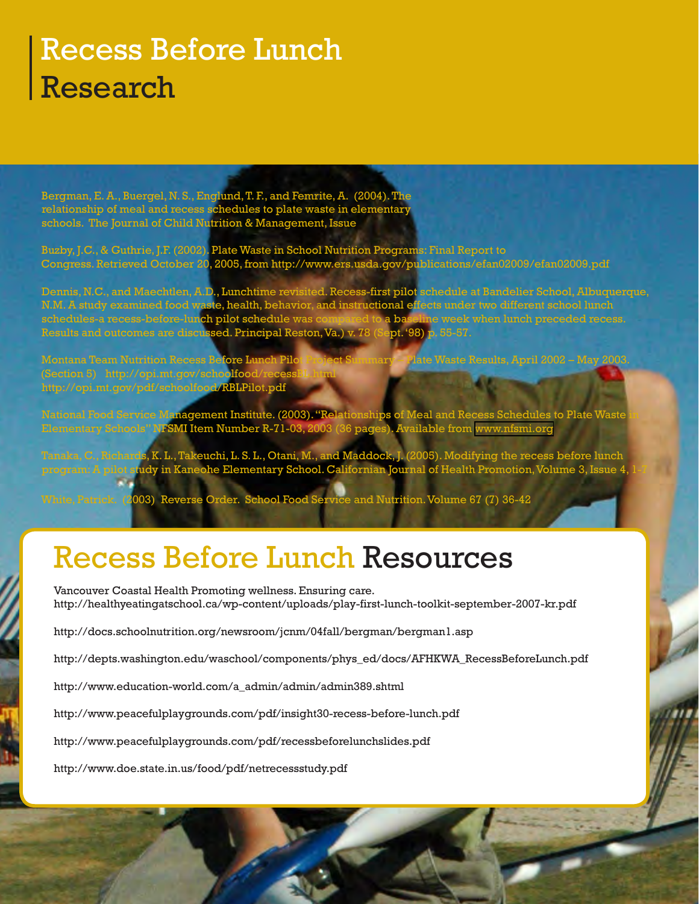# Recess Before Lunch Research

Bergman, E. A., Buergel, N. S., Englund, T. F., and Femrite, A. (2004). The relationship of meal and recess schedules to plate waste in elementary schools. The Journal of Child Nutrition & Management, Issue

Buzby, J.C., & Guthrie, J.F. (2002). Plate Waste in School Nutrition Programs: Final Report to Congress. Retrieved October 20, 2005, from http://www.ers.usda.gov/publications/efan02009/efan02009.pdf

Dennis, N.C., and Maechtlen, A.D., Lunchtime revisited. Recess-first pilot schedule at Bandelier School, Albuquerque, N.M. A study examined food waste, health, behavior, and instructional effects under two different school lunch schedules-a recess-before-lunch pilot schedule was compared to a baseline week when lunch preceded recess. Results and outcomes are discussed. Principal Reston, Va.) v. 78 (Sept.'98) p. 55-57.

Montana Team Nutrition Recess Before Lunch Pilot Project Summary – Plate Waste Results, April 2002 – May 2003. (Section 5) http://opi.mt.gov/schoolfood/recessBL.html http://opi.mt.gov/pdf/schoolfood/RBLPilot.pdf

National Food Service Management Institute. (2003). "Relationships of Meal and Recess Schedules to Plate Waste in Elementary Schools" NFSMI Item Number R-71-03, 2003 (36 pages). Available from www.nfsmi.org

Tanaka, C., Richards, K. L., Takeuchi, L. S. L., Otani, M., and Maddock, J. (2005). Modifying the recess before lunch program: A pilot study in Kaneohe Elementary School. Californian Journal of Health Promotion, Volume 3, Issue 4, 1-7

White, Patrick. (2003) Reverse Order. School Food Service and Nutrition. Volume 67 (7) 36-42

## Recess Before Lunch Resources

Vancouver Coastal Health Promoting wellness. Ensuring care.
http://healthyeatingatschool.ca/wp-content/uploads/play-first-lunch-toolkit-september-2007-kr.pdf

http://docs.schoolnutrition.org/newsroom/jcnm/04fall/bergman/bergman1.asp

http://depts.washington.edu/waschool/components/phys_ed/docs/AFHKWA_RecessBeforeLunch.pdf

http://www.education-world.com/a_admin/admin/admin389.shtml

http://www.peacefulplaygrounds.com/pdf/insight30-recess-before-lunch.pdf

http://www.peacefulplaygrounds.com/pdf/recessbeforelunchslides.pdf

http://www.doe.state.in.us/food/pdf/netrecessstudy.pdf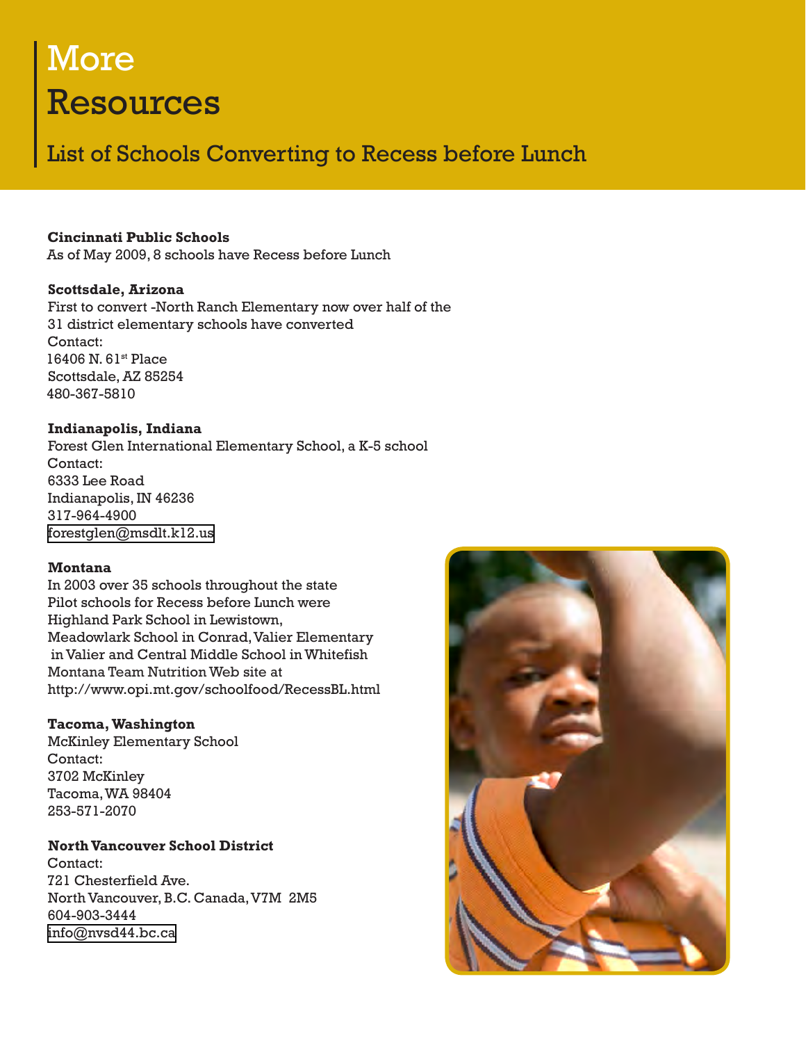# More Resources

## List of Schools Converting to Recess before Lunch

**Cincinnati Public Schools**
As of May 2009, 8 schools have Recess before Lunch

**Scottsdale, Arizona**
First to convert -North Ranch Elementary now over half of the 31 district elementary schools have converted
Contact:
16406 N. 61st Place
Scottsdale, AZ 85254
480-367-5810

**Indianapolis, Indiana**
Forest Glen International Elementary School, a K-5 school
Contact:
6333 Lee Road
Indianapolis, IN 46236
317-964-4900
forestglen@msdlt.k12.us

**Montana**
In 2003 over 35 schools throughout the state
Pilot schools for Recess before Lunch were Highland Park School in Lewistown, Meadowlark School in Conrad, Valier Elementary in Valier and Central Middle School in Whitefish
Montana Team Nutrition Web site at http://www.opi.mt.gov/schoolfood/RecessBL.html

**Tacoma, Washington**
McKinley Elementary School
Contact:
3702 McKinley
Tacoma, WA 98404
253-571-2070

**North Vancouver School District**
Contact:
721 Chesterfield Ave.
North Vancouver, B.C. Canada, V7M 2M5
604-903-3444
info@nvsd44.bc.ca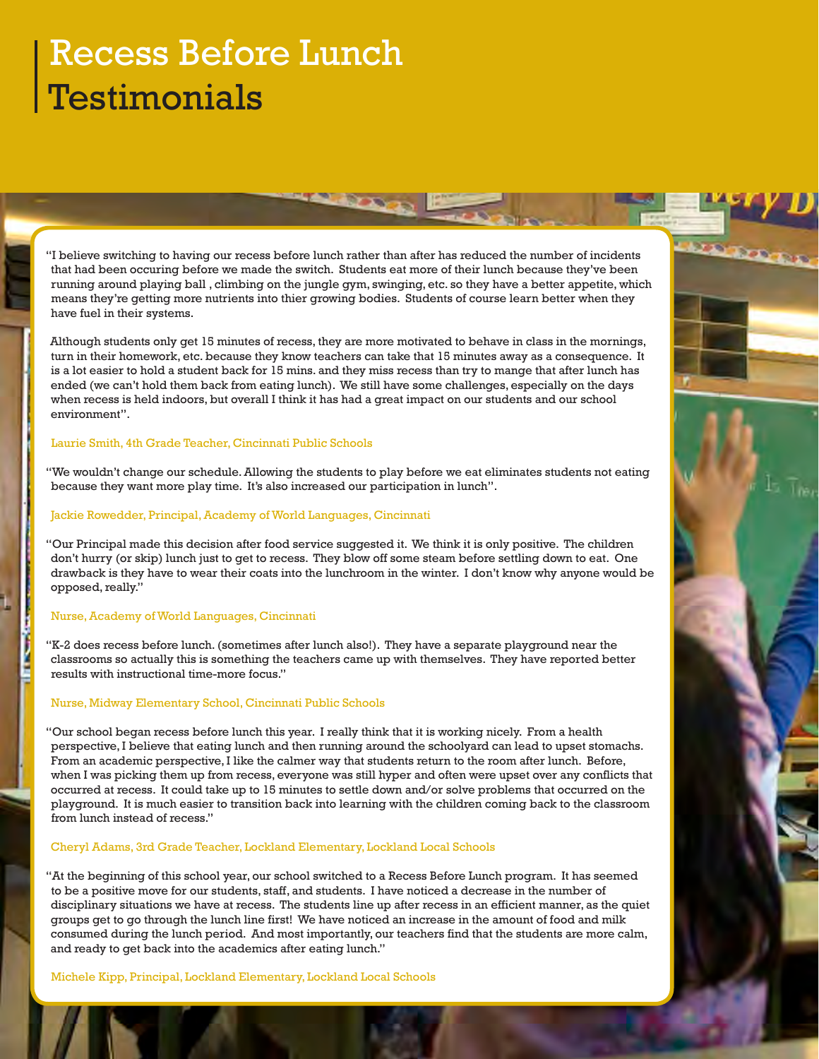# Recess Before Lunch Testimonials

"I believe switching to having our recess before lunch rather than after has reduced the number of incidents that had been occuring before we made the switch. Students eat more of their lunch because they've been running around playing ball , climbing on the jungle gym, swinging, etc. so they have a better appetite, which means they're getting more nutrients into thier growing bodies. Students of course learn better when they have fuel in their systems.

Although students only get 15 minutes of recess, they are more motivated to behave in class in the mornings, turn in their homework, etc. because they know teachers can take that 15 minutes away as a consequence. It is a lot easier to hold a student back for 15 mins. and they miss recess than try to mange that after lunch has ended (we can't hold them back from eating lunch). We still have some challenges, especially on the days when recess is held indoors, but overall I think it has had a great impact on our students and our school environment".

Laurie Smith, 4th Grade Teacher, Cincinnati Public Schools

"We wouldn't change our schedule. Allowing the students to play before we eat eliminates students not eating because they want more play time. It's also increased our participation in lunch".

Jackie Rowedder, Principal, Academy of World Languages, Cincinnati

"Our Principal made this decision after food service suggested it. We think it is only positive. The children don't hurry (or skip) lunch just to get to recess. They blow off some steam before settling down to eat. One drawback is they have to wear their coats into the lunchroom in the winter. I don't know why anyone would be opposed, really."

Nurse, Academy of World Languages, Cincinnati

"K-2 does recess before lunch. (sometimes after lunch also!). They have a separate playground near the classrooms so actually this is something the teachers came up with themselves. They have reported better results with instructional time-more focus."

Nurse, Midway Elementary School, Cincinnati Public Schools

"Our school began recess before lunch this year. I really think that it is working nicely. From a health perspective, I believe that eating lunch and then running around the schoolyard can lead to upset stomachs. From an academic perspective, I like the calmer way that students return to the room after lunch. Before, when I was picking them up from recess, everyone was still hyper and often were upset over any conflicts that occurred at recess. It could take up to 15 minutes to settle down and/or solve problems that occurred on the playground. It is much easier to transition back into learning with the children coming back to the classroom from lunch instead of recess."

Cheryl Adams, 3rd Grade Teacher, Lockland Elementary, Lockland Local Schools

"At the beginning of this school year, our school switched to a Recess Before Lunch program. It has seemed to be a positive move for our students, staff, and students. I have noticed a decrease in the number of disciplinary situations we have at recess. The students line up after recess in an efficient manner, as the quiet groups get to go through the lunch line first! We have noticed an increase in the amount of food and milk consumed during the lunch period. And most importantly, our teachers find that the students are more calm, and ready to get back into the academics after eating lunch."

Michele Kipp, Principal, Lockland Elementary, Lockland Local Schools